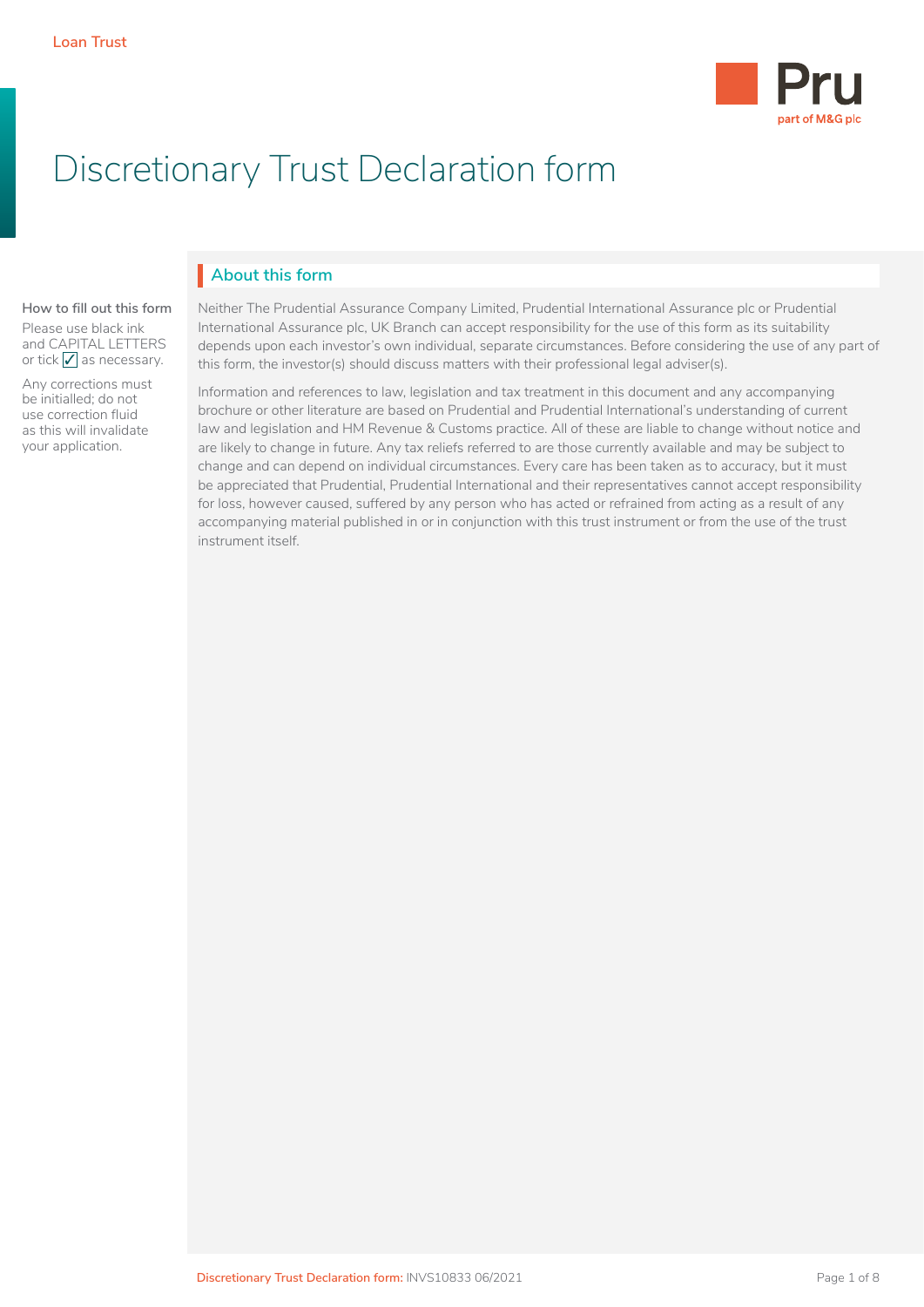Loan Trust

# Discretionary Trust Declaration form

**How to fill out this form**

Please use black ink and CAPITAL LETTERS or tick ✓ as necessary.

Any corrections must be initialled; do not use correction fluid as this will invalidate your application.

## About this form

Neither The Prudential Assurance Company Limited, Prudential International Assurance plc or Prudential International Assurance plc, UK Branch can accept responsibility for the use of this form as its suitability depends upon each investor's own individual, separate circumstances. Before considering the use of any part of this form, the investor(s) should discuss matters with their professional legal adviser(s).

Information and references to law, legislation and tax treatment in this document and any accompanying brochure or other literature are based on Prudential and Prudential International's understanding of current law and legislation and HM Revenue & Customs practice. All of these are liable to change without notice and are likely to change in future. Any tax reliefs referred to are those currently available and may be subject to change and can depend on individual circumstances. Every care has been taken as to accuracy, but it must be appreciated that Prudential, Prudential International and their representatives cannot accept responsibility for loss, however caused, suffered by any person who has acted or refrained from acting as a result of any accompanying material published in or in conjunction with this trust instrument or from the use of the trust instrument itself.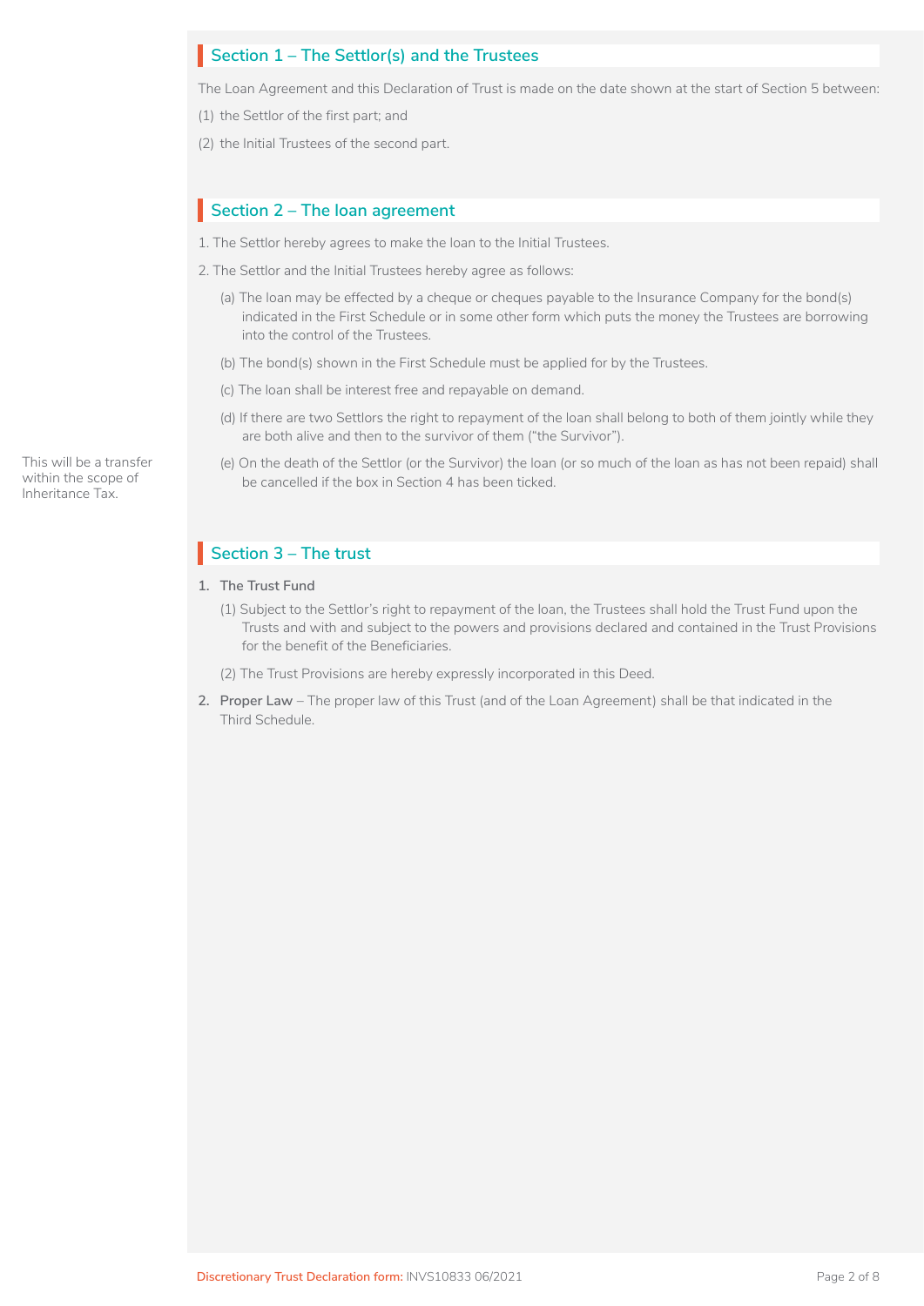## Section 1 – The Settlor(s) and the Trustees

The Loan Agreement and this Declaration of Trust is made on the date shown at the start of Section 5 between:

(1) the Settlor of the first part; and

(2) the Initial Trustees of the second part.

## Section 2 – The loan agreement

1. The Settlor hereby agrees to make the loan to the Initial Trustees.

2. The Settlor and the Initial Trustees hereby agree as follows:

   (a) The loan may be effected by a cheque or cheques payable to the Insurance Company for the bond(s) indicated in the First Schedule or in some other form which puts the money the Trustees are borrowing into the control of the Trustees.

   (b) The bond(s) shown in the First Schedule must be applied for by the Trustees.

   (c) The loan shall be interest free and repayable on demand.

   (d) If there are two Settlors the right to repayment of the loan shall belong to both of them jointly while they are both alive and then to the survivor of them ("the Survivor").

   (e) On the death of the Settlor (or the Survivor) the loan (or so much of the loan as has not been repaid) shall be cancelled if the box in Section 4 has been ticked.

This will be a transfer within the scope of Inheritance Tax.

## Section 3 – The trust

1. **The Trust Fund**

   (1) Subject to the Settlor's right to repayment of the loan, the Trustees shall hold the Trust Fund upon the Trusts and with and subject to the powers and provisions declared and contained in the Trust Provisions for the benefit of the Beneficiaries.

   (2) The Trust Provisions are hereby expressly incorporated in this Deed.

2. **Proper Law** – The proper law of this Trust (and of the Loan Agreement) shall be that indicated in the Third Schedule.

Discretionary Trust Declaration form: INVS10833 06/2021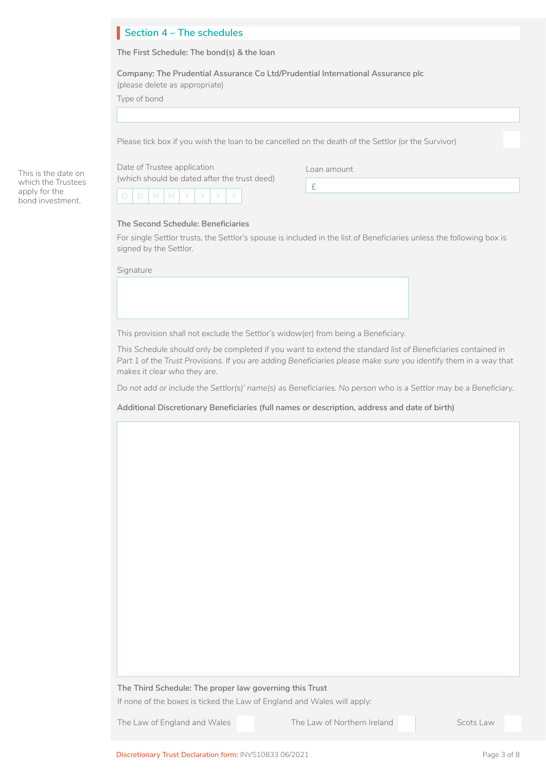## Section 4 – The schedules

**The First Schedule: The bond(s) & the loan**

**Company: The Prudential Assurance Co Ltd/Prudential International Assurance plc**
(please delete as appropriate)

Type of bond

Please tick box if you wish the loan to be cancelled on the death of the Settlor (or the Survivor) ☐

This is the date on which the Trustees apply for the bond investment.

Date of Trustee application
(which should be dated after the trust deed)

D D M M Y Y Y Y

Loan amount

£

**The Second Schedule: Beneficiaries**

For single Settlor trusts, the Settlor's spouse is included in the list of Beneficiaries unless the following box is signed by the Settlor.

Signature

This provision shall not exclude the Settlor's widow(er) from being a Beneficiary.

*This Schedule should only be completed if you want to extend the standard list of Beneficiaries contained in Part 1 of the Trust Provisions. If you are adding Beneficiaries please make sure you identify them in a way that makes it clear who they are.*

*Do not add or include the Settlor(s)' name(s) as Beneficiaries. No person who is a Settlor may be a Beneficiary.*

**Additional Discretionary Beneficiaries (full names or description, address and date of birth)**

**The Third Schedule: The proper law governing this Trust**

If none of the boxes is ticked the Law of England and Wales will apply:

The Law of England and Wales ☐ The Law of Northern Ireland ☐ Scots Law ☐

Discretionary Trust Declaration form: INVS10833 06/2021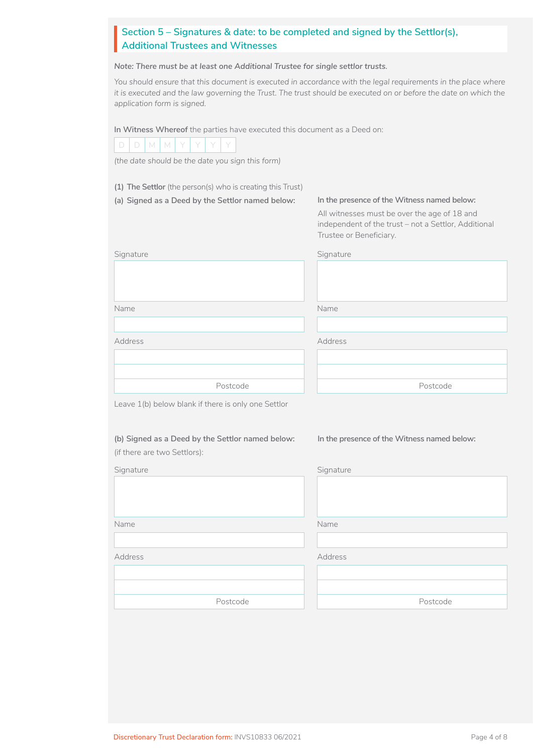## Section 5 – Signatures & date: to be completed and signed by the Settlor(s), Additional Trustees and Witnesses

*Note: There must be at least one Additional Trustee for single settlor trusts.*

*You should ensure that this document is executed in accordance with the legal requirements in the place where it is executed and the law governing the Trust. The trust should be executed on or before the date on which the application form is signed.*

**In Witness Whereof** the parties have executed this document as a Deed on:

| D | D | M | M | Y | Y | Y | Y |
|---|---|---|---|---|---|---|---|

*(the date should be the date you sign this form)*

**(1) The Settlor** (the person(s) who is creating this Trust)

**(a) Signed as a Deed by the Settlor named below:**

Signature

Name

Address

Postcode

**In the presence of the Witness named below:**

All witnesses must be over the age of 18 and independent of the trust – not a Settlor, Additional Trustee or Beneficiary.

Signature

Name

Address

Postcode

Leave 1(b) below blank if there is only one Settlor

**(b) Signed as a Deed by the Settlor named below:**

(if there are two Settlors):

Signature

Name

Address

Postcode

**In the presence of the Witness named below:**

Signature

Name

Address

Postcode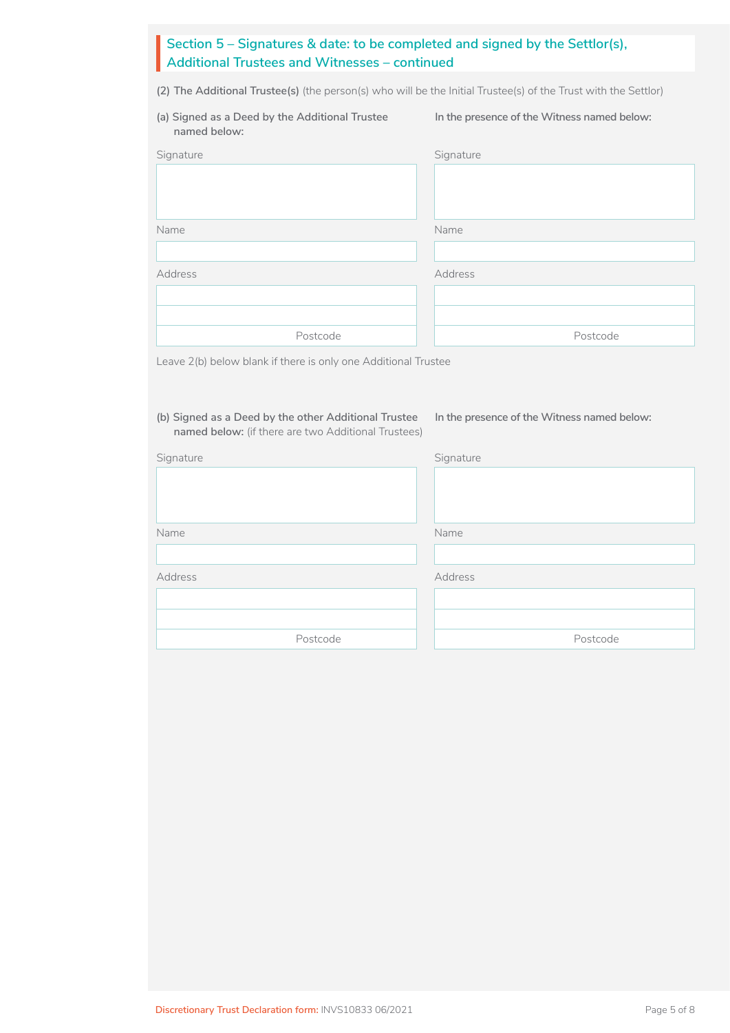## Section 5 – Signatures & date: to be completed and signed by the Settlor(s), Additional Trustees and Witnesses – continued

**(2) The Additional Trustee(s)** (the person(s) who will be the Initial Trustee(s) of the Trust with the Settlor)

| **(a) Signed as a Deed by the Additional Trustee named below:** | **In the presence of the Witness named below:** |
|---|---|
| Signature | Signature |
| Name | Name |
| Address | Address |
| Postcode | Postcode |

Leave 2(b) below blank if there is only one Additional Trustee

| **(b) Signed as a Deed by the other Additional Trustee named below:** (if there are two Additional Trustees) | **In the presence of the Witness named below:** |
|---|---|
| Signature | Signature |
| Name | Name |
| Address | Address |
| Postcode | Postcode |

Discretionary Trust Declaration form: INVS10833 06/2021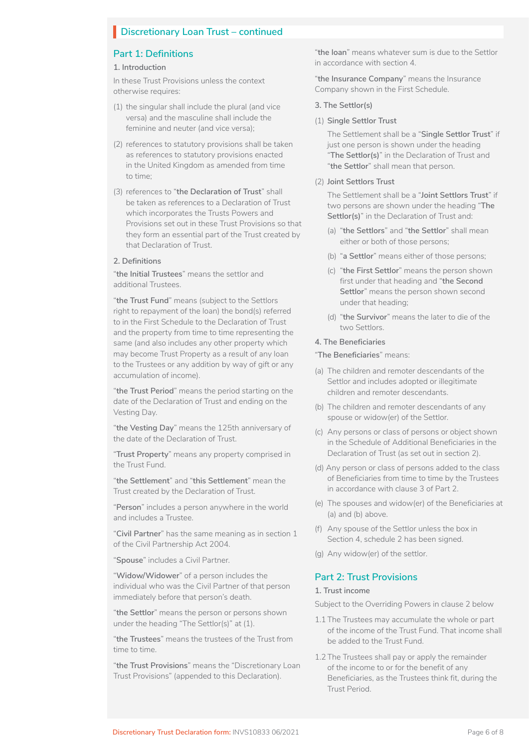## Discretionary Loan Trust – continued

## Part 1: Definitions

### 1. Introduction

In these Trust Provisions unless the context otherwise requires:

(1) the singular shall include the plural (and vice versa) and the masculine shall include the feminine and neuter (and vice versa);

(2) references to statutory provisions shall be taken as references to statutory provisions enacted in the United Kingdom as amended from time to time;

(3) references to "**the Declaration of Trust**" shall be taken as references to a Declaration of Trust which incorporates the Trusts Powers and Provisions set out in these Trust Provisions so that they form an essential part of the Trust created by that Declaration of Trust.

### 2. Definitions

"**the Initial Trustees**" means the settlor and additional Trustees.

"**the Trust Fund**" means (subject to the Settlors right to repayment of the loan) the bond(s) referred to in the First Schedule to the Declaration of Trust and the property from time to time representing the same (and also includes any other property which may become Trust Property as a result of any loan to the Trustees or any addition by way of gift or any accumulation of income).

"**the Trust Period**" means the period starting on the date of the Declaration of Trust and ending on the Vesting Day.

"**the Vesting Day**" means the 125th anniversary of the date of the Declaration of Trust.

"**Trust Property**" means any property comprised in the Trust Fund.

"**the Settlement**" and "**this Settlement**" mean the Trust created by the Declaration of Trust.

"**Person**" includes a person anywhere in the world and includes a Trustee.

"**Civil Partner**" has the same meaning as in section 1 of the Civil Partnership Act 2004.

"**Spouse**" includes a Civil Partner.

"**Widow/Widower**" of a person includes the individual who was the Civil Partner of that person immediately before that person's death.

"**the Settlor**" means the person or persons shown under the heading "The Settlor(s)" at (1).

"**the Trustees**" means the trustees of the Trust from time to time.

"**the Trust Provisions**" means the "Discretionary Loan Trust Provisions" (appended to this Declaration).

"**the loan**" means whatever sum is due to the Settlor in accordance with section 4.

"**the Insurance Company**" means the Insurance Company shown in the First Schedule.

### 3. The Settlor(s)

(1) **Single Settlor Trust**

The Settlement shall be a "**Single Settlor Trust**" if just one person is shown under the heading "**The Settlor(s)**" in the Declaration of Trust and "**the Settlor**" shall mean that person.

(2) **Joint Settlors Trust**

The Settlement shall be a "**Joint Settlors Trust**" if two persons are shown under the heading "**The Settlor(s)**" in the Declaration of Trust and:

(a) "**the Settlors**" and "**the Settlor**" shall mean either or both of those persons;

(b) "**a Settlor**" means either of those persons;

(c) "**the First Settlor**" means the person shown first under that heading and "**the Second Settlor**" means the person shown second under that heading;

(d) "**the Survivor**" means the later to die of the two Settlors.

### 4. The Beneficiaries

"**The Beneficiaries**" means:

(a) The children and remoter descendants of the Settlor and includes adopted or illegitimate children and remoter descendants.

(b) The children and remoter descendants of any spouse or widow(er) of the Settlor.

(c) Any persons or class of persons or object shown in the Schedule of Additional Beneficiaries in the Declaration of Trust (as set out in section 2).

(d) Any person or class of persons added to the class of Beneficiaries from time to time by the Trustees in accordance with clause 3 of Part 2.

(e) The spouses and widow(er) of the Beneficiaries at (a) and (b) above.

(f) Any spouse of the Settlor unless the box in Section 4, schedule 2 has been signed.

(g) Any widow(er) of the settlor.

## Part 2: Trust Provisions

### 1. Trust income

Subject to the Overriding Powers in clause 2 below

1.1 The Trustees may accumulate the whole or part of the income of the Trust Fund. That income shall be added to the Trust Fund.

1.2 The Trustees shall pay or apply the remainder of the income to or for the benefit of any Beneficiaries, as the Trustees think fit, during the Trust Period.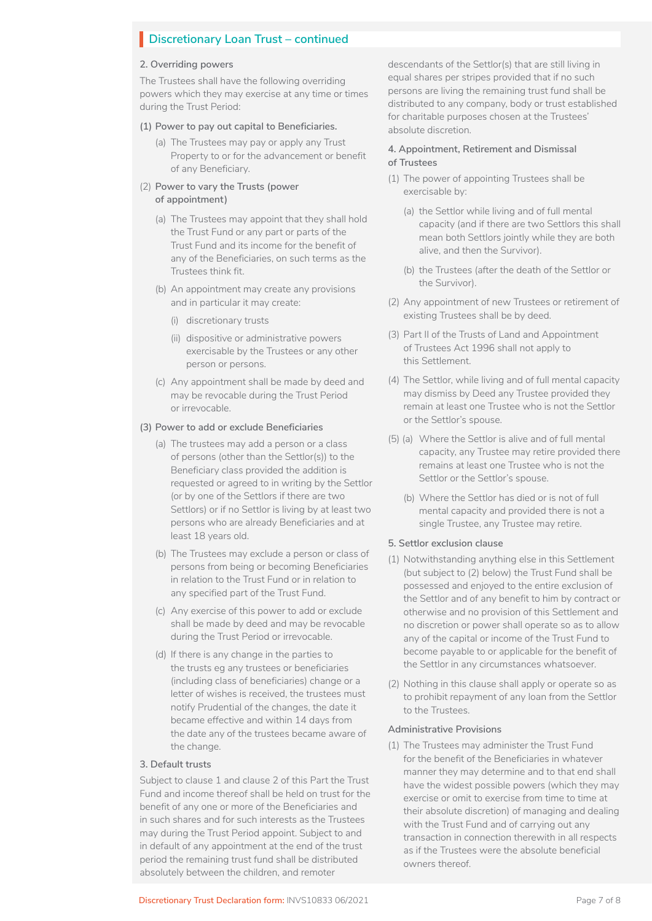## Discretionary Loan Trust – continued

### 2. Overriding powers

The Trustees shall have the following overriding powers which they may exercise at any time or times during the Trust Period:

**(1) Power to pay out capital to Beneficiaries.**

(a) The Trustees may pay or apply any Trust Property to or for the advancement or benefit of any Beneficiary.

(2) **Power to vary the Trusts (power of appointment)**

(a) The Trustees may appoint that they shall hold the Trust Fund or any part or parts of the Trust Fund and its income for the benefit of any of the Beneficiaries, on such terms as the Trustees think fit.

(b) An appointment may create any provisions and in particular it may create:

(i) discretionary trusts

(ii) dispositive or administrative powers exercisable by the Trustees or any other person or persons.

(c) Any appointment shall be made by deed and may be revocable during the Trust Period or irrevocable.

**(3) Power to add or exclude Beneficiaries**

(a) The trustees may add a person or a class of persons (other than the Settlor(s)) to the Beneficiary class provided the addition is requested or agreed to in writing by the Settlor (or by one of the Settlors if there are two Settlors) or if no Settlor is living by at least two persons who are already Beneficiaries and at least 18 years old.

(b) The Trustees may exclude a person or class of persons from being or becoming Beneficiaries in relation to the Trust Fund or in relation to any specified part of the Trust Fund.

(c) Any exercise of this power to add or exclude shall be made by deed and may be revocable during the Trust Period or irrevocable.

(d) If there is any change in the parties to the trusts eg any trustees or beneficiaries (including class of beneficiaries) change or a letter of wishes is received, the trustees must notify Prudential of the changes, the date it became effective and within 14 days from the date any of the trustees became aware of the change.

### 3. Default trusts

Subject to clause 1 and clause 2 of this Part the Trust Fund and income thereof shall be held on trust for the benefit of any one or more of the Beneficiaries and in such shares and for such interests as the Trustees may during the Trust Period appoint. Subject to and in default of any appointment at the end of the trust period the remaining trust fund shall be distributed absolutely between the children, and remoter descendants of the Settlor(s) that are still living in equal shares per stripes provided that if no such persons are living the remaining trust fund shall be distributed to any company, body or trust established for charitable purposes chosen at the Trustees' absolute discretion.

### 4. Appointment, Retirement and Dismissal of Trustees

(1) The power of appointing Trustees shall be exercisable by:

(a) the Settlor while living and of full mental capacity (and if there are two Settlors this shall mean both Settlors jointly while they are both alive, and then the Survivor).

(b) the Trustees (after the death of the Settlor or the Survivor).

(2) Any appointment of new Trustees or retirement of existing Trustees shall be by deed.

(3) Part II of the Trusts of Land and Appointment of Trustees Act 1996 shall not apply to this Settlement.

(4) The Settlor, while living and of full mental capacity may dismiss by Deed any Trustee provided they remain at least one Trustee who is not the Settlor or the Settlor's spouse.

(5) (a) Where the Settlor is alive and of full mental capacity, any Trustee may retire provided there remains at least one Trustee who is not the Settlor or the Settlor's spouse.

(b) Where the Settlor has died or is not of full mental capacity and provided there is not a single Trustee, any Trustee may retire.

### 5. Settlor exclusion clause

(1) Notwithstanding anything else in this Settlement (but subject to (2) below) the Trust Fund shall be possessed and enjoyed to the entire exclusion of the Settlor and of any benefit to him by contract or otherwise and no provision of this Settlement and no discretion or power shall operate so as to allow any of the capital or income of the Trust Fund to become payable to or applicable for the benefit of the Settlor in any circumstances whatsoever.

(2) Nothing in this clause shall apply or operate so as to prohibit repayment of any loan from the Settlor to the Trustees.

### Administrative Provisions

(1) The Trustees may administer the Trust Fund for the benefit of the Beneficiaries in whatever manner they may determine and to that end shall have the widest possible powers (which they may exercise or omit to exercise from time to time at their absolute discretion) of managing and dealing with the Trust Fund and of carrying out any transaction in connection therewith in all respects as if the Trustees were the absolute beneficial owners thereof.

Discretionary Trust Declaration form: INVS10833 06/2021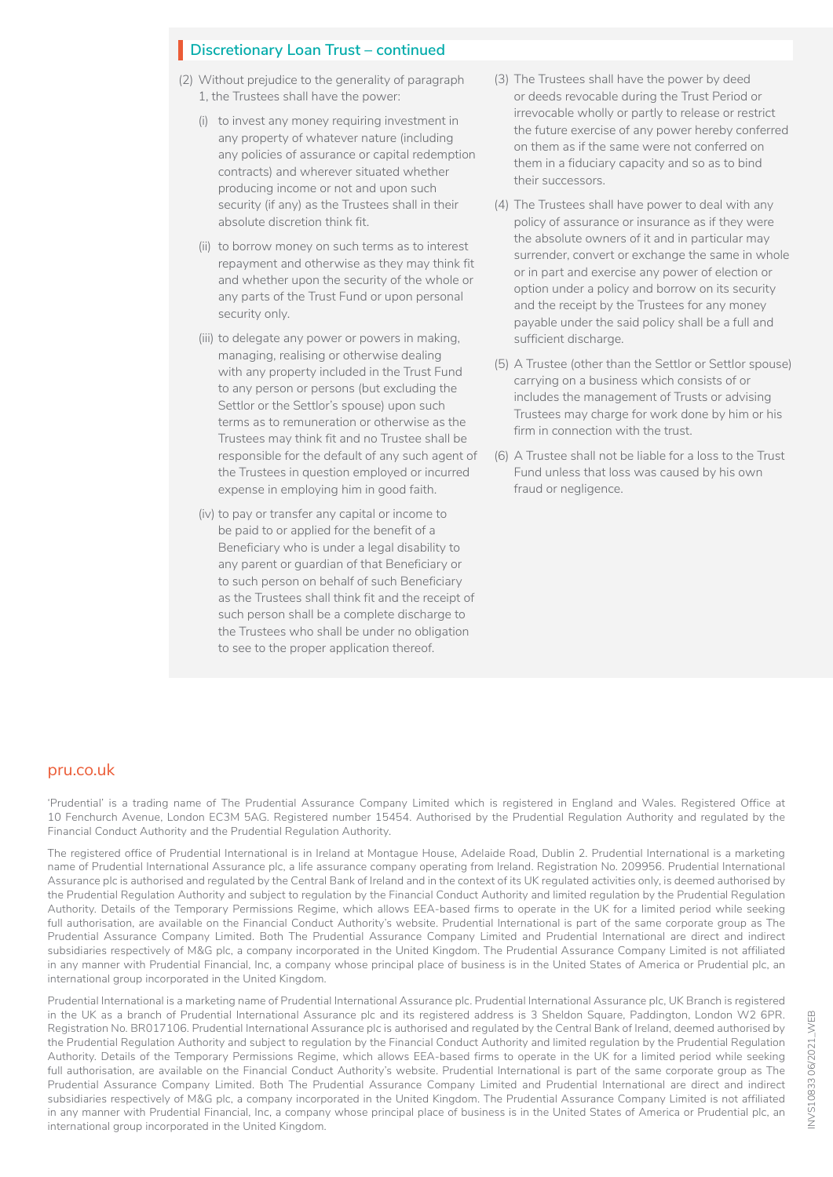## Discretionary Loan Trust – continued

(2) Without prejudice to the generality of paragraph 1, the Trustees shall have the power:

(i) to invest any money requiring investment in any property of whatever nature (including any policies of assurance or capital redemption contracts) and wherever situated whether producing income or not and upon such security (if any) as the Trustees shall in their absolute discretion think fit.

(ii) to borrow money on such terms as to interest repayment and otherwise as they may think fit and whether upon the security of the whole or any parts of the Trust Fund or upon personal security only.

(iii) to delegate any power or powers in making, managing, realising or otherwise dealing with any property included in the Trust Fund to any person or persons (but excluding the Settlor or the Settlor's spouse) upon such terms as to remuneration or otherwise as the Trustees may think fit and no Trustee shall be responsible for the default of any such agent of the Trustees in question employed or incurred expense in employing him in good faith.

(iv) to pay or transfer any capital or income to be paid to or applied for the benefit of a Beneficiary who is under a legal disability to any parent or guardian of that Beneficiary or to such person on behalf of such Beneficiary as the Trustees shall think fit and the receipt of such person shall be a complete discharge to the Trustees who shall be under no obligation to see to the proper application thereof.

(3) The Trustees shall have the power by deed or deeds revocable during the Trust Period or irrevocable wholly or partly to release or restrict the future exercise of any power hereby conferred on them as if the same were not conferred on them in a fiduciary capacity and so as to bind their successors.

(4) The Trustees shall have power to deal with any policy of assurance or insurance as if they were the absolute owners of it and in particular may surrender, convert or exchange the same in whole or in part and exercise any power of election or option under a policy and borrow on its security and the receipt by the Trustees for any money payable under the said policy shall be a full and sufficient discharge.

(5) A Trustee (other than the Settlor or Settlor spouse) carrying on a business which consists of or includes the management of Trusts or advising Trustees may charge for work done by him or his firm in connection with the trust.

(6) A Trustee shall not be liable for a loss to the Trust Fund unless that loss was caused by his own fraud or negligence.

pru.co.uk

'Prudential' is a trading name of The Prudential Assurance Company Limited which is registered in England and Wales. Registered Office at 10 Fenchurch Avenue, London EC3M 5AG. Registered number 15454. Authorised by the Prudential Regulation Authority and regulated by the Financial Conduct Authority and the Prudential Regulation Authority.

The registered office of Prudential International is in Ireland at Montague House, Adelaide Road, Dublin 2. Prudential International is a marketing name of Prudential International Assurance plc, a life assurance company operating from Ireland. Registration No. 209956. Prudential International Assurance plc is authorised and regulated by the Central Bank of Ireland and in the context of its UK regulated activities only, is deemed authorised by the Prudential Regulation Authority and subject to regulation by the Financial Conduct Authority and limited regulation by the Prudential Regulation Authority. Details of the Temporary Permissions Regime, which allows EEA-based firms to operate in the UK for a limited period while seeking full authorisation, are available on the Financial Conduct Authority's website. Prudential International is part of the same corporate group as The Prudential Assurance Company Limited. Both The Prudential Assurance Company Limited and Prudential International are direct and indirect subsidiaries respectively of M&G plc, a company incorporated in the United Kingdom. The Prudential Assurance Company Limited is not affiliated in any manner with Prudential Financial, Inc, a company whose principal place of business is in the United States of America or Prudential plc, an international group incorporated in the United Kingdom.

Prudential International is a marketing name of Prudential International Assurance plc. Prudential International Assurance plc, UK Branch is registered in the UK as a branch of Prudential International Assurance plc and its registered address is 3 Sheldon Square, Paddington, London W2 6PR. Registration No. BR017106. Prudential International Assurance plc is authorised and regulated by the Central Bank of Ireland, deemed authorised by the Prudential Regulation Authority and subject to regulation by the Financial Conduct Authority and limited regulation by the Prudential Regulation Authority. Details of the Temporary Permissions Regime, which allows EEA-based firms to operate in the UK for a limited period while seeking full authorisation, are available on the Financial Conduct Authority's website. Prudential International is part of the same corporate group as The Prudential Assurance Company Limited. Both The Prudential Assurance Company Limited and Prudential International are direct and indirect subsidiaries respectively of M&G plc, a company incorporated in the United Kingdom. The Prudential Assurance Company Limited is not affiliated in any manner with Prudential Financial, Inc, a company whose principal place of business is in the United States of America or Prudential plc, an international group incorporated in the United Kingdom.

INVS10833 06/2021_WEB